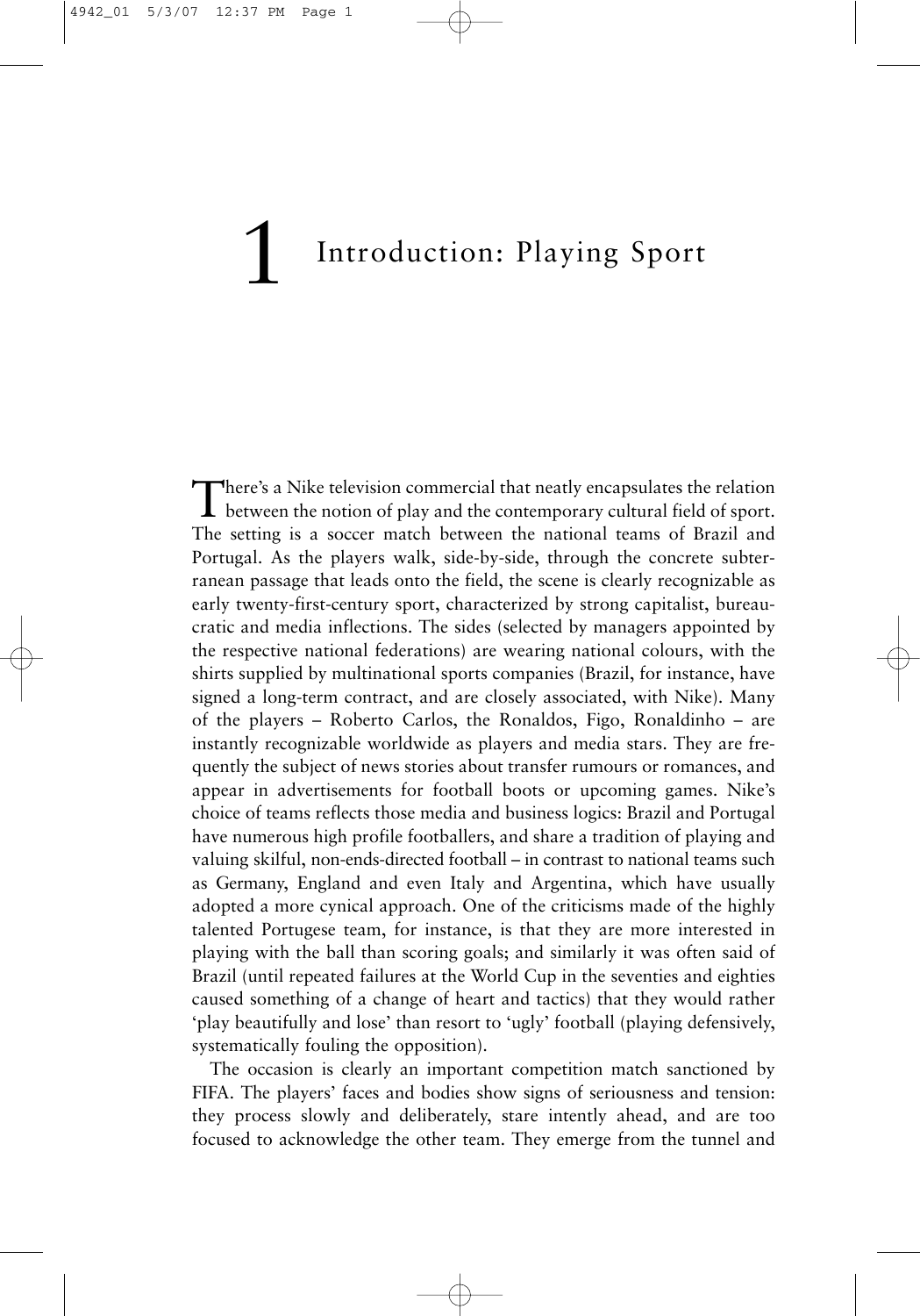# 1 Introduction: Playing Sport

There's a Nike television commercial that neatly encapsulates the relation between the notion of play and the contemporary cultural field of sport. The setting is a soccer match between the national teams of Brazil and Portugal. As the players walk, side-by-side, through the concrete subterranean passage that leads onto the field, the scene is clearly recognizable as early twenty-first-century sport, characterized by strong capitalist, bureaucratic and media inflections. The sides (selected by managers appointed by the respective national federations) are wearing national colours, with the shirts supplied by multinational sports companies (Brazil, for instance, have signed a long-term contract, and are closely associated, with Nike). Many of the players – Roberto Carlos, the Ronaldos, Figo, Ronaldinho – are instantly recognizable worldwide as players and media stars. They are frequently the subject of news stories about transfer rumours or romances, and appear in advertisements for football boots or upcoming games. Nike's choice of teams reflects those media and business logics: Brazil and Portugal have numerous high profile footballers, and share a tradition of playing and valuing skilful, non-ends-directed football – in contrast to national teams such as Germany, England and even Italy and Argentina, which have usually adopted a more cynical approach. One of the criticisms made of the highly talented Portugese team, for instance, is that they are more interested in playing with the ball than scoring goals; and similarly it was often said of Brazil (until repeated failures at the World Cup in the seventies and eighties caused something of a change of heart and tactics) that they would rather 'play beautifully and lose' than resort to 'ugly' football (playing defensively, systematically fouling the opposition).

The occasion is clearly an important competition match sanctioned by FIFA. The players' faces and bodies show signs of seriousness and tension: they process slowly and deliberately, stare intently ahead, and are too focused to acknowledge the other team. They emerge from the tunnel and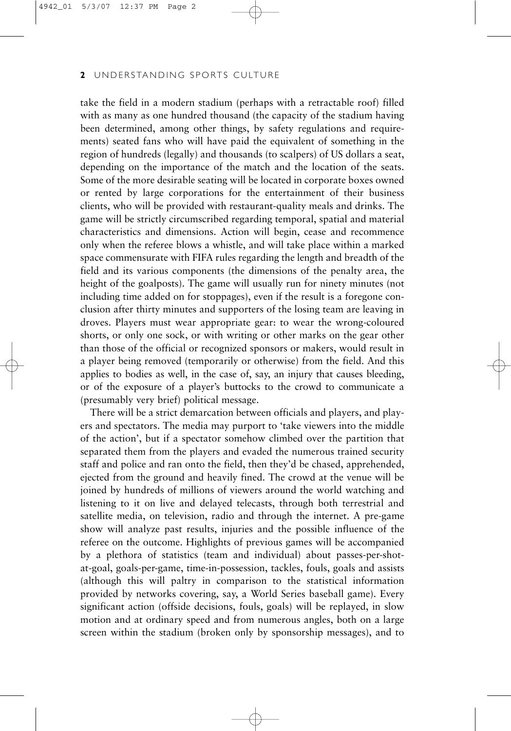take the field in a modern stadium (perhaps with a retractable roof) filled with as many as one hundred thousand (the capacity of the stadium having been determined, among other things, by safety regulations and requirements) seated fans who will have paid the equivalent of something in the region of hundreds (legally) and thousands (to scalpers) of US dollars a seat, depending on the importance of the match and the location of the seats. Some of the more desirable seating will be located in corporate boxes owned or rented by large corporations for the entertainment of their business clients, who will be provided with restaurant-quality meals and drinks. The game will be strictly circumscribed regarding temporal, spatial and material characteristics and dimensions. Action will begin, cease and recommence only when the referee blows a whistle, and will take place within a marked space commensurate with FIFA rules regarding the length and breadth of the field and its various components (the dimensions of the penalty area, the height of the goalposts). The game will usually run for ninety minutes (not including time added on for stoppages), even if the result is a foregone conclusion after thirty minutes and supporters of the losing team are leaving in droves. Players must wear appropriate gear: to wear the wrong-coloured shorts, or only one sock, or with writing or other marks on the gear other than those of the official or recognized sponsors or makers, would result in a player being removed (temporarily or otherwise) from the field. And this applies to bodies as well, in the case of, say, an injury that causes bleeding, or of the exposure of a player's buttocks to the crowd to communicate a (presumably very brief) political message.

There will be a strict demarcation between officials and players, and players and spectators. The media may purport to 'take viewers into the middle of the action', but if a spectator somehow climbed over the partition that separated them from the players and evaded the numerous trained security staff and police and ran onto the field, then they'd be chased, apprehended, ejected from the ground and heavily fined. The crowd at the venue will be joined by hundreds of millions of viewers around the world watching and listening to it on live and delayed telecasts, through both terrestrial and satellite media, on television, radio and through the internet. A pre-game show will analyze past results, injuries and the possible influence of the referee on the outcome. Highlights of previous games will be accompanied by a plethora of statistics (team and individual) about passes-per-shot-at-goal, goals-per-game, time-in-possession, tackles, fouls, goals and assists (although this will paltry in comparison to the statistical information provided by networks covering, say, a World Series baseball game). Every significant action (offside decisions, fouls, goals) will be replayed, in slow motion and at ordinary speed and from numerous angles, both on a large screen within the stadium (broken only by sponsorship messages), and to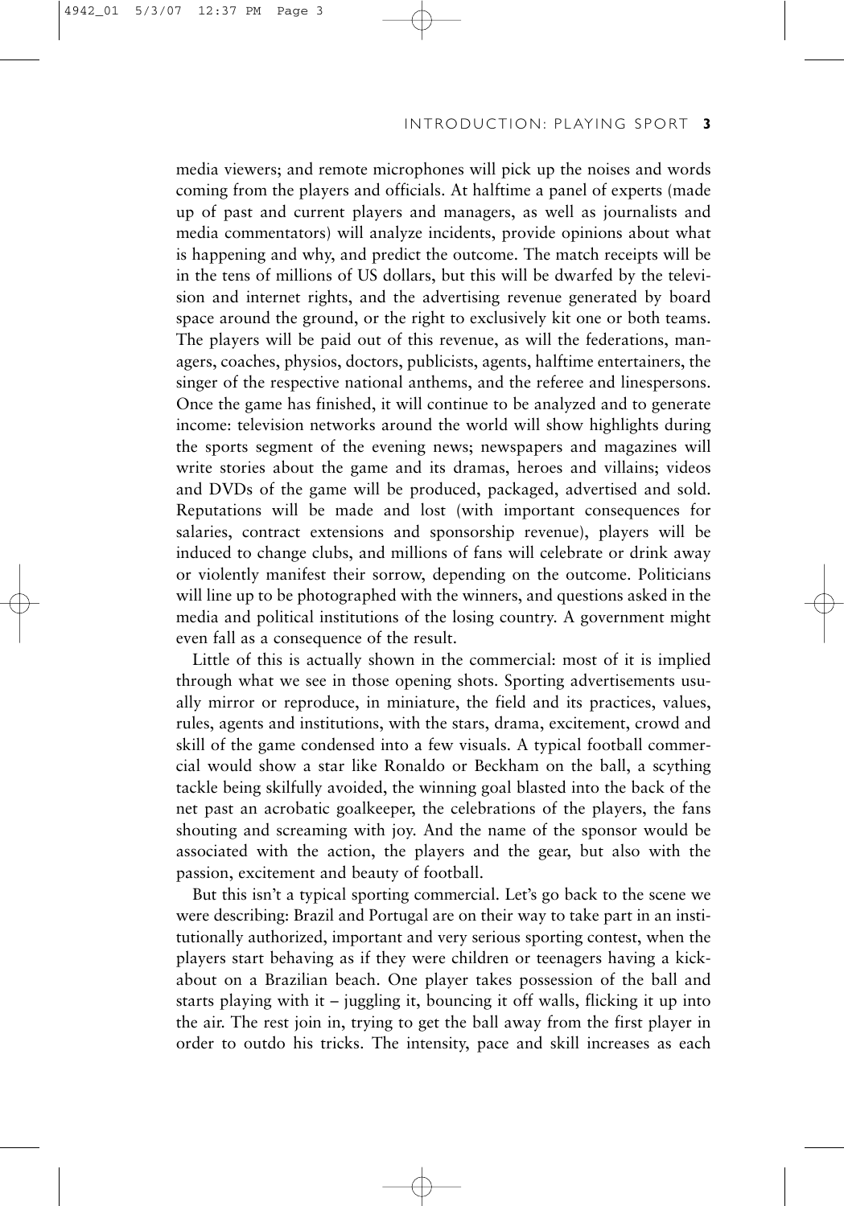media viewers; and remote microphones will pick up the noises and words coming from the players and officials. At halftime a panel of experts (made up of past and current players and managers, as well as journalists and media commentators) will analyze incidents, provide opinions about what is happening and why, and predict the outcome. The match receipts will be in the tens of millions of US dollars, but this will be dwarfed by the television and internet rights, and the advertising revenue generated by board space around the ground, or the right to exclusively kit one or both teams. The players will be paid out of this revenue, as will the federations, managers, coaches, physios, doctors, publicists, agents, halftime entertainers, the singer of the respective national anthems, and the referee and linespersons. Once the game has finished, it will continue to be analyzed and to generate income: television networks around the world will show highlights during the sports segment of the evening news; newspapers and magazines will write stories about the game and its dramas, heroes and villains; videos and DVDs of the game will be produced, packaged, advertised and sold. Reputations will be made and lost (with important consequences for salaries, contract extensions and sponsorship revenue), players will be induced to change clubs, and millions of fans will celebrate or drink away or violently manifest their sorrow, depending on the outcome. Politicians will line up to be photographed with the winners, and questions asked in the media and political institutions of the losing country. A government might even fall as a consequence of the result.

Little of this is actually shown in the commercial: most of it is implied through what we see in those opening shots. Sporting advertisements usually mirror or reproduce, in miniature, the field and its practices, values, rules, agents and institutions, with the stars, drama, excitement, crowd and skill of the game condensed into a few visuals. A typical football commercial would show a star like Ronaldo or Beckham on the ball, a scything tackle being skilfully avoided, the winning goal blasted into the back of the net past an acrobatic goalkeeper, the celebrations of the players, the fans shouting and screaming with joy. And the name of the sponsor would be associated with the action, the players and the gear, but also with the passion, excitement and beauty of football.

But this isn't a typical sporting commercial. Let's go back to the scene we were describing: Brazil and Portugal are on their way to take part in an institutionally authorized, important and very serious sporting contest, when the players start behaving as if they were children or teenagers having a kick-about on a Brazilian beach. One player takes possession of the ball and starts playing with it – juggling it, bouncing it off walls, flicking it up into the air. The rest join in, trying to get the ball away from the first player in order to outdo his tricks. The intensity, pace and skill increases as each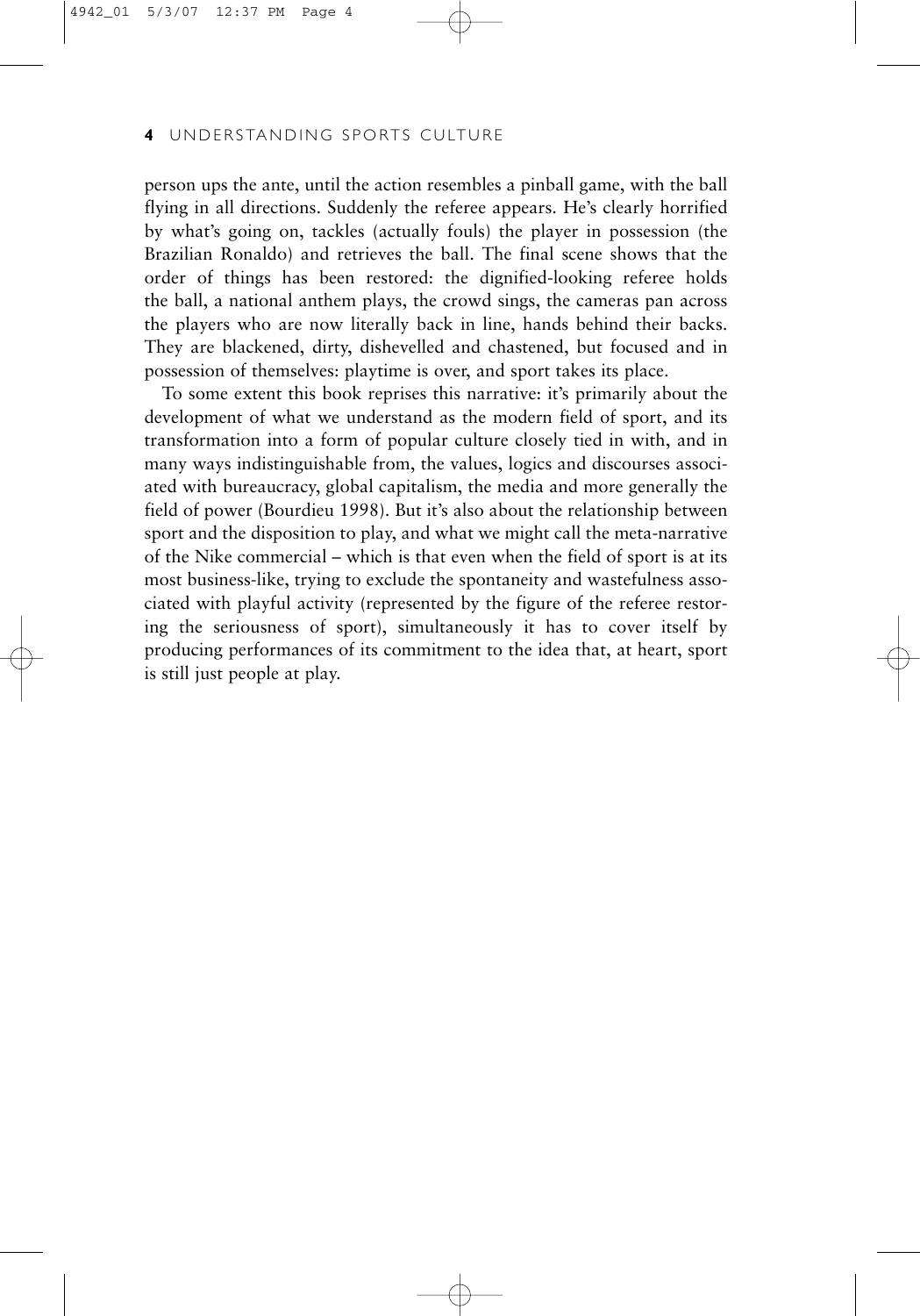person ups the ante, until the action resembles a pinball game, with the ball flying in all directions. Suddenly the referee appears. He's clearly horrified by what's going on, tackles (actually fouls) the player in possession (the Brazilian Ronaldo) and retrieves the ball. The final scene shows that the order of things has been restored: the dignified-looking referee holds the ball, a national anthem plays, the crowd sings, the cameras pan across the players who are now literally back in line, hands behind their backs. They are blackened, dirty, dishevelled and chastened, but focused and in possession of themselves: playtime is over, and sport takes its place.

To some extent this book reprises this narrative: it's primarily about the development of what we understand as the modern field of sport, and its transformation into a form of popular culture closely tied in with, and in many ways indistinguishable from, the values, logics and discourses associated with bureaucracy, global capitalism, the media and more generally the field of power (Bourdieu 1998). But it's also about the relationship between sport and the disposition to play, and what we might call the meta-narrative of the Nike commercial – which is that even when the field of sport is at its most business-like, trying to exclude the spontaneity and wastefulness associated with playful activity (represented by the figure of the referee restoring the seriousness of sport), simultaneously it has to cover itself by producing performances of its commitment to the idea that, at heart, sport is still just people at play.